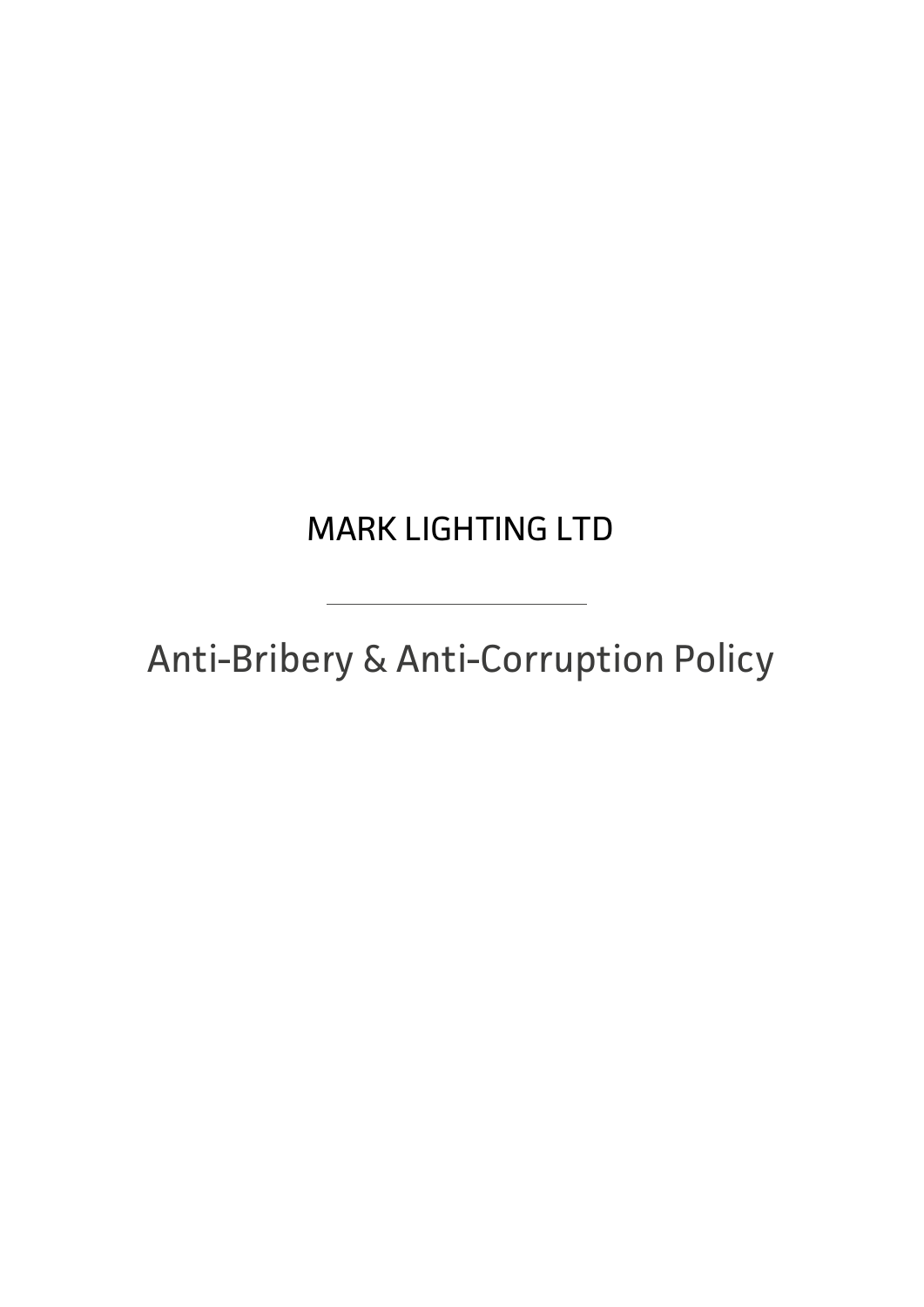# MARK LIGHTING LTD

---

## Anti-Bribery & Anti-Corruption Policy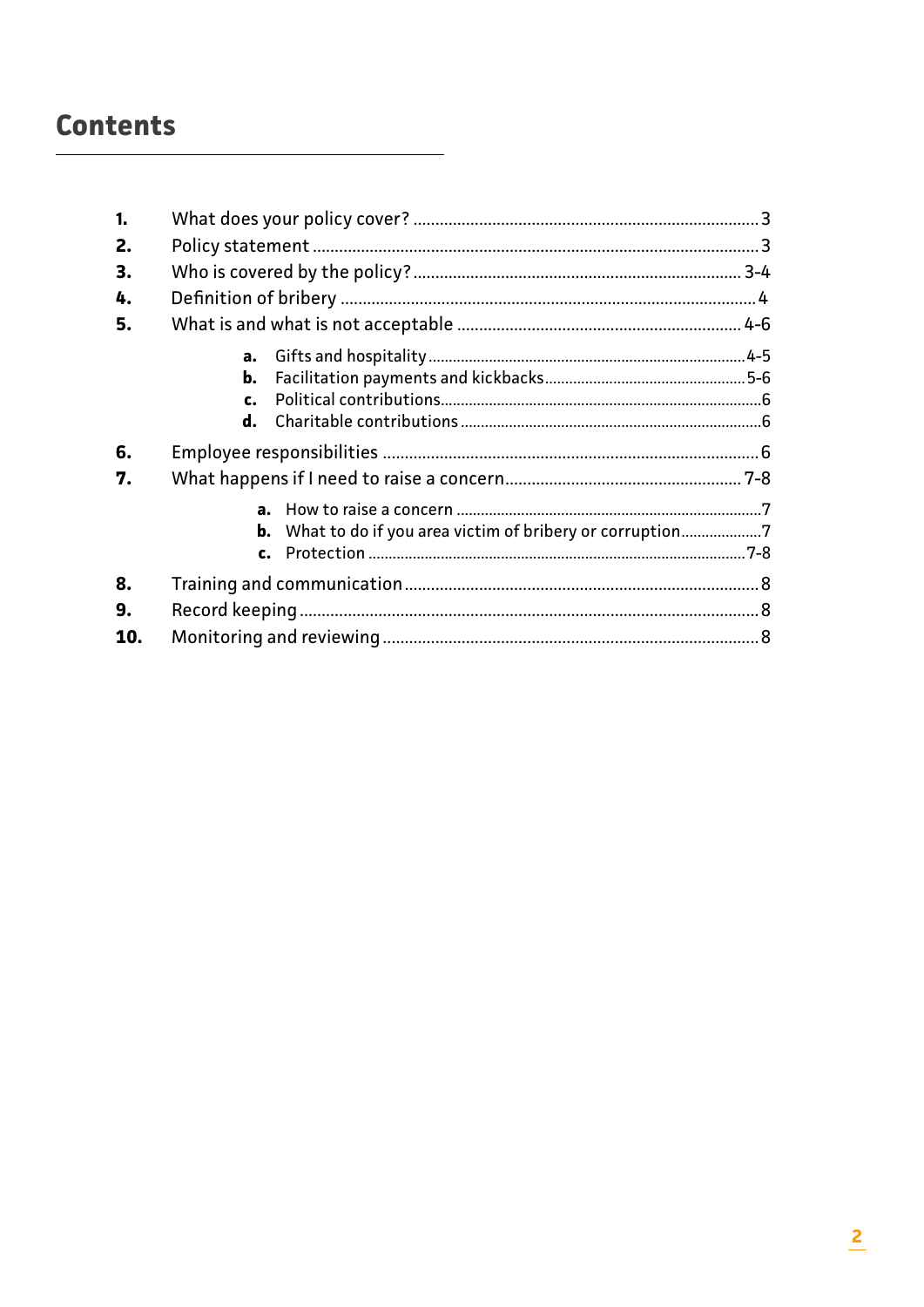# Contents

1. What does your policy cover? ..... 3
2. Policy statement ..... 3
3. Who is covered by the policy? ..... 3-4
4. Definition of bribery ..... 4
5. What is and what is not acceptable ..... 4-6
    - **a.** Gifts and hospitality ..... 4-5
    - **b.** Facilitation payments and kickbacks ..... 5-6
    - **c.** Political contributions ..... 6
    - **d.** Charitable contributions ..... 6
6. Employee responsibilities ..... 6
7. What happens if I need to raise a concern ..... 7-8
    - **a.** How to raise a concern ..... 7
    - **b.** What to do if you area victim of bribery or corruption ..... 7
    - **c.** Protection ..... 7-8
8. Training and communication ..... 8
9. Record keeping ..... 8
10. Monitoring and reviewing ..... 8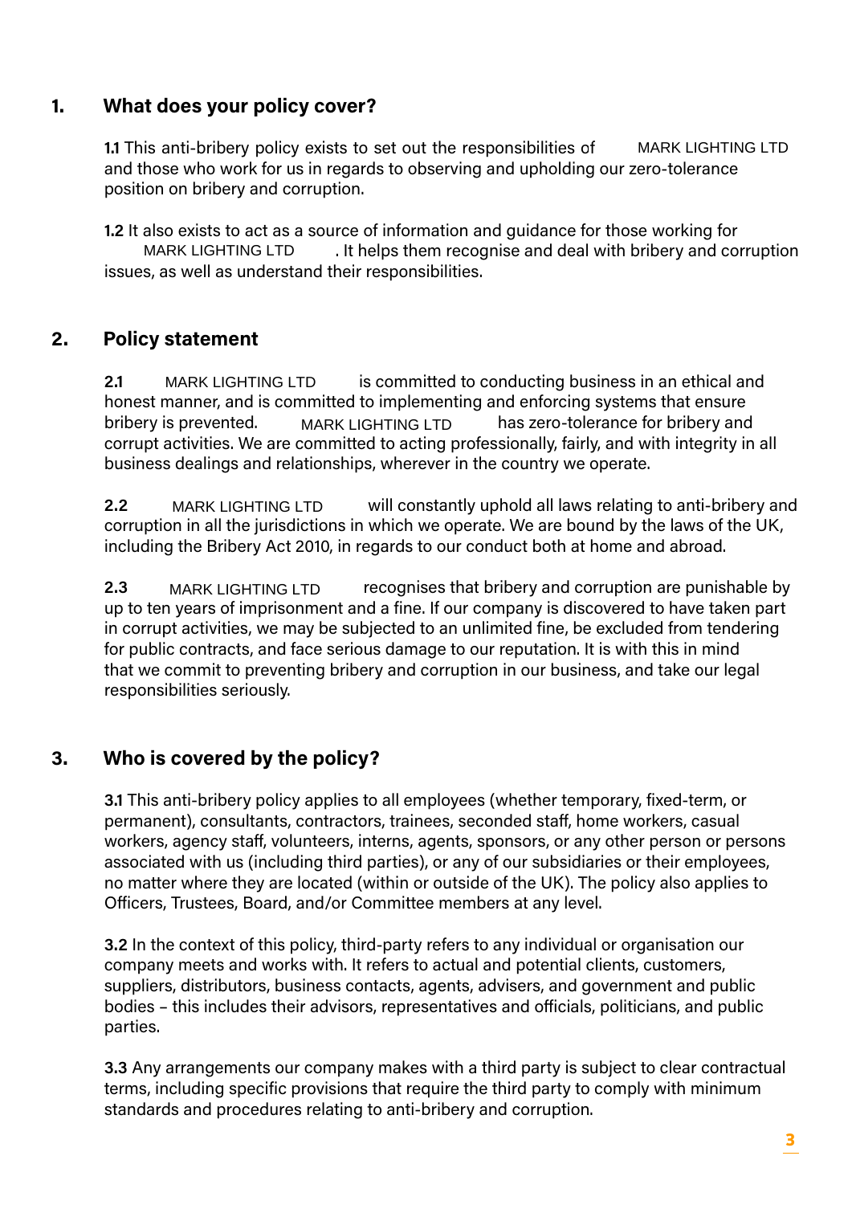## 1. What does your policy cover?

**1.1** This anti-bribery policy exists to set out the responsibilities of MARK LIGHTING LTD and those who work for us in regards to observing and upholding our zero-tolerance position on bribery and corruption.

**1.2** It also exists to act as a source of information and guidance for those working for MARK LIGHTING LTD. It helps them recognise and deal with bribery and corruption issues, as well as understand their responsibilities.

## 2. Policy statement

**2.1** MARK LIGHTING LTD is committed to conducting business in an ethical and honest manner, and is committed to implementing and enforcing systems that ensure bribery is prevented. MARK LIGHTING LTD has zero-tolerance for bribery and corrupt activities. We are committed to acting professionally, fairly, and with integrity in all business dealings and relationships, wherever in the country we operate.

**2.2** MARK LIGHTING LTD will constantly uphold all laws relating to anti-bribery and corruption in all the jurisdictions in which we operate. We are bound by the laws of the UK, including the Bribery Act 2010, in regards to our conduct both at home and abroad.

**2.3** MARK LIGHTING LTD recognises that bribery and corruption are punishable by up to ten years of imprisonment and a fine. If our company is discovered to have taken part in corrupt activities, we may be subjected to an unlimited fine, be excluded from tendering for public contracts, and face serious damage to our reputation. It is with this in mind that we commit to preventing bribery and corruption in our business, and take our legal responsibilities seriously.

## 3. Who is covered by the policy?

**3.1** This anti-bribery policy applies to all employees (whether temporary, fixed-term, or permanent), consultants, contractors, trainees, seconded staff, home workers, casual workers, agency staff, volunteers, interns, agents, sponsors, or any other person or persons associated with us (including third parties), or any of our subsidiaries or their employees, no matter where they are located (within or outside of the UK). The policy also applies to Officers, Trustees, Board, and/or Committee members at any level.

**3.2** In the context of this policy, third-party refers to any individual or organisation our company meets and works with. It refers to actual and potential clients, customers, suppliers, distributors, business contacts, agents, advisers, and government and public bodies – this includes their advisors, representatives and officials, politicians, and public parties.

**3.3** Any arrangements our company makes with a third party is subject to clear contractual terms, including specific provisions that require the third party to comply with minimum standards and procedures relating to anti-bribery and corruption.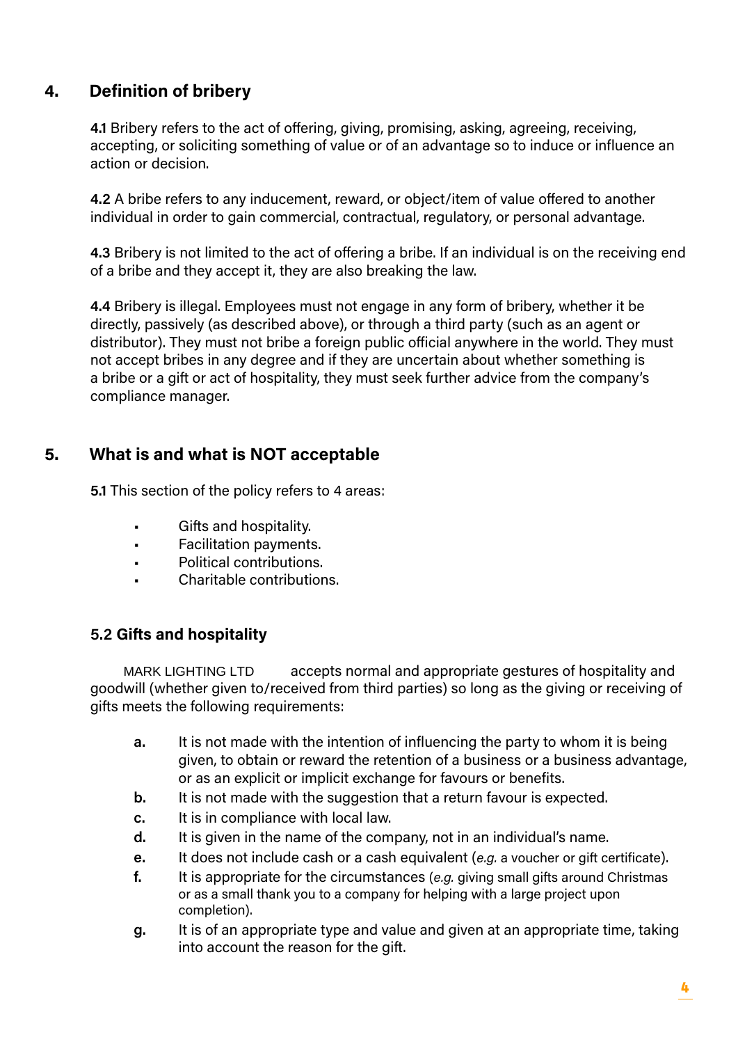## 4. Definition of bribery

**4.1** Bribery refers to the act of offering, giving, promising, asking, agreeing, receiving, accepting, or soliciting something of value or of an advantage so to induce or influence an action or decision.

**4.2** A bribe refers to any inducement, reward, or object/item of value offered to another individual in order to gain commercial, contractual, regulatory, or personal advantage.

**4.3** Bribery is not limited to the act of offering a bribe. If an individual is on the receiving end of a bribe and they accept it, they are also breaking the law.

**4.4** Bribery is illegal. Employees must not engage in any form of bribery, whether it be directly, passively (as described above), or through a third party (such as an agent or distributor). They must not bribe a foreign public official anywhere in the world. They must not accept bribes in any degree and if they are uncertain about whether something is a bribe or a gift or act of hospitality, they must seek further advice from the company's compliance manager.

## 5. What is and what is NOT acceptable

**5.1** This section of the policy refers to 4 areas:

- Gifts and hospitality.
- Facilitation payments.
- Political contributions.
- Charitable contributions.

### 5.2 Gifts and hospitality

MARK LIGHTING LTD accepts normal and appropriate gestures of hospitality and goodwill (whether given to/received from third parties) so long as the giving or receiving of gifts meets the following requirements:

- **a.** It is not made with the intention of influencing the party to whom it is being given, to obtain or reward the retention of a business or a business advantage, or as an explicit or implicit exchange for favours or benefits.
- **b.** It is not made with the suggestion that a return favour is expected.
- **c.** It is in compliance with local law.
- **d.** It is given in the name of the company, not in an individual's name.
- **e.** It does not include cash or a cash equivalent (*e.g.* a voucher or gift certificate).
- **f.** It is appropriate for the circumstances (*e.g.* giving small gifts around Christmas or as a small thank you to a company for helping with a large project upon completion).
- **g.** It is of an appropriate type and value and given at an appropriate time, taking into account the reason for the gift.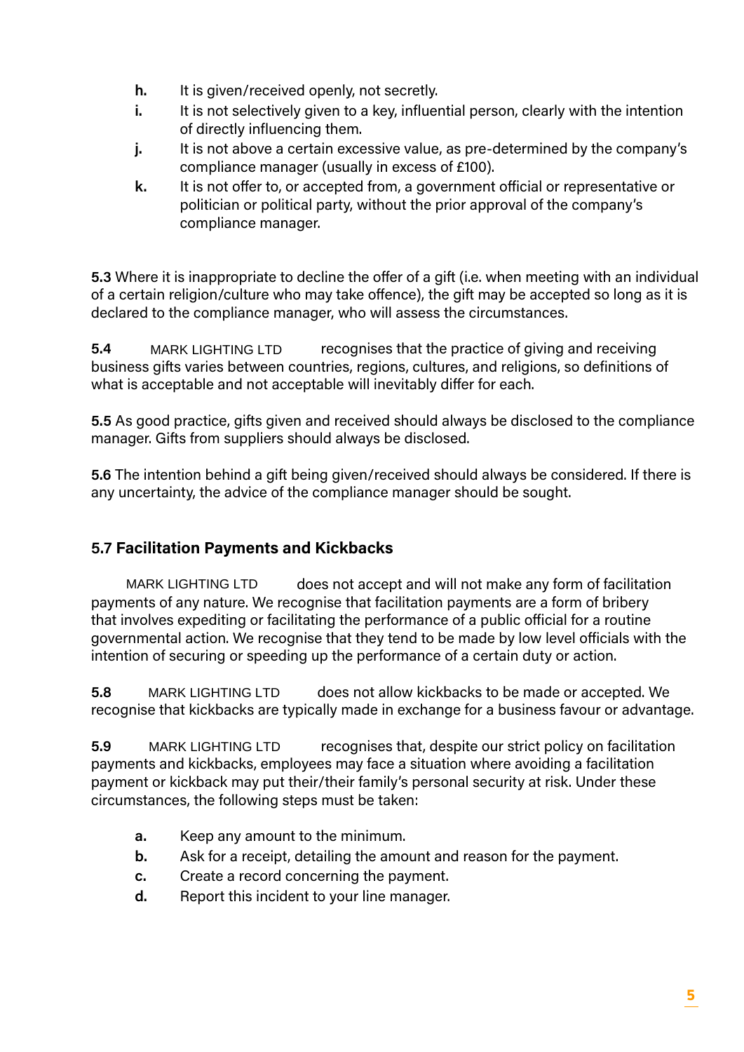- **h.** It is given/received openly, not secretly.
- **i.** It is not selectively given to a key, influential person, clearly with the intention of directly influencing them.
- **j.** It is not above a certain excessive value, as pre-determined by the company's compliance manager (usually in excess of £100).
- **k.** It is not offer to, or accepted from, a government official or representative or politician or political party, without the prior approval of the company's compliance manager.

**5.3** Where it is inappropriate to decline the offer of a gift (i.e. when meeting with an individual of a certain religion/culture who may take offence), the gift may be accepted so long as it is declared to the compliance manager, who will assess the circumstances.

**5.4** MARK LIGHTING LTD recognises that the practice of giving and receiving business gifts varies between countries, regions, cultures, and religions, so definitions of what is acceptable and not acceptable will inevitably differ for each.

**5.5** As good practice, gifts given and received should always be disclosed to the compliance manager. Gifts from suppliers should always be disclosed.

**5.6** The intention behind a gift being given/received should always be considered. If there is any uncertainty, the advice of the compliance manager should be sought.

### 5.7 Facilitation Payments and Kickbacks

MARK LIGHTING LTD does not accept and will not make any form of facilitation payments of any nature. We recognise that facilitation payments are a form of bribery that involves expediting or facilitating the performance of a public official for a routine governmental action. We recognise that they tend to be made by low level officials with the intention of securing or speeding up the performance of a certain duty or action.

**5.8** MARK LIGHTING LTD does not allow kickbacks to be made or accepted. We recognise that kickbacks are typically made in exchange for a business favour or advantage.

**5.9** MARK LIGHTING LTD recognises that, despite our strict policy on facilitation payments and kickbacks, employees may face a situation where avoiding a facilitation payment or kickback may put their/their family's personal security at risk. Under these circumstances, the following steps must be taken:

- **a.** Keep any amount to the minimum.
- **b.** Ask for a receipt, detailing the amount and reason for the payment.
- **c.** Create a record concerning the payment.
- **d.** Report this incident to your line manager.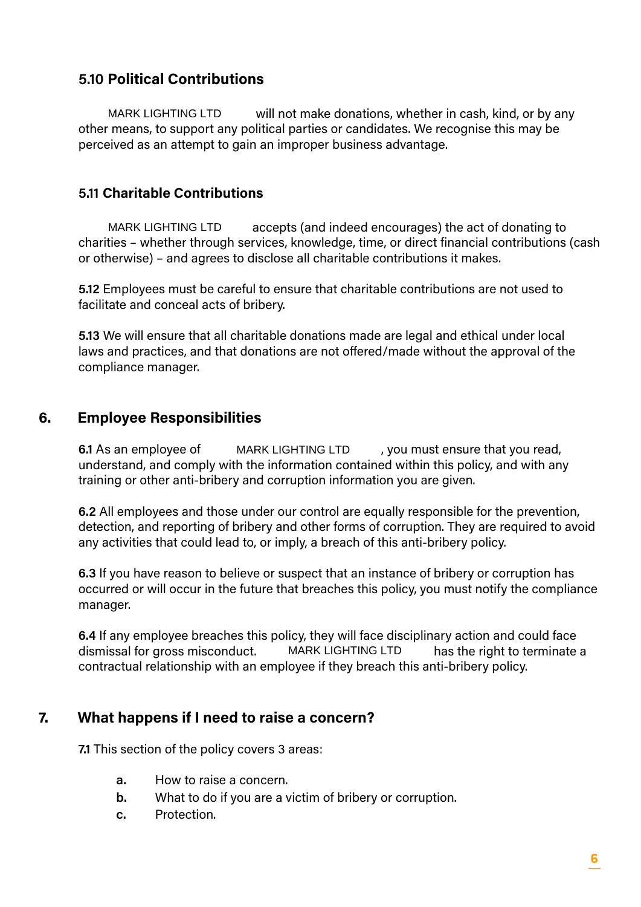### 5.10 Political Contributions

MARK LIGHTING LTD will not make donations, whether in cash, kind, or by any other means, to support any political parties or candidates. We recognise this may be perceived as an attempt to gain an improper business advantage.

### 5.11 Charitable Contributions

MARK LIGHTING LTD accepts (and indeed encourages) the act of donating to charities – whether through services, knowledge, time, or direct financial contributions (cash or otherwise) – and agrees to disclose all charitable contributions it makes.

**5.12** Employees must be careful to ensure that charitable contributions are not used to facilitate and conceal acts of bribery.

**5.13** We will ensure that all charitable donations made are legal and ethical under local laws and practices, and that donations are not offered/made without the approval of the compliance manager.

## 6. Employee Responsibilities

**6.1** As an employee of MARK LIGHTING LTD, you must ensure that you read, understand, and comply with the information contained within this policy, and with any training or other anti-bribery and corruption information you are given.

**6.2** All employees and those under our control are equally responsible for the prevention, detection, and reporting of bribery and other forms of corruption. They are required to avoid any activities that could lead to, or imply, a breach of this anti-bribery policy.

**6.3** If you have reason to believe or suspect that an instance of bribery or corruption has occurred or will occur in the future that breaches this policy, you must notify the compliance manager.

**6.4** If any employee breaches this policy, they will face disciplinary action and could face dismissal for gross misconduct. MARK LIGHTING LTD has the right to terminate a contractual relationship with an employee if they breach this anti-bribery policy.

## 7. What happens if I need to raise a concern?

**7.1** This section of the policy covers 3 areas:

- **a.** How to raise a concern.
- **b.** What to do if you are a victim of bribery or corruption.
- **c.** Protection.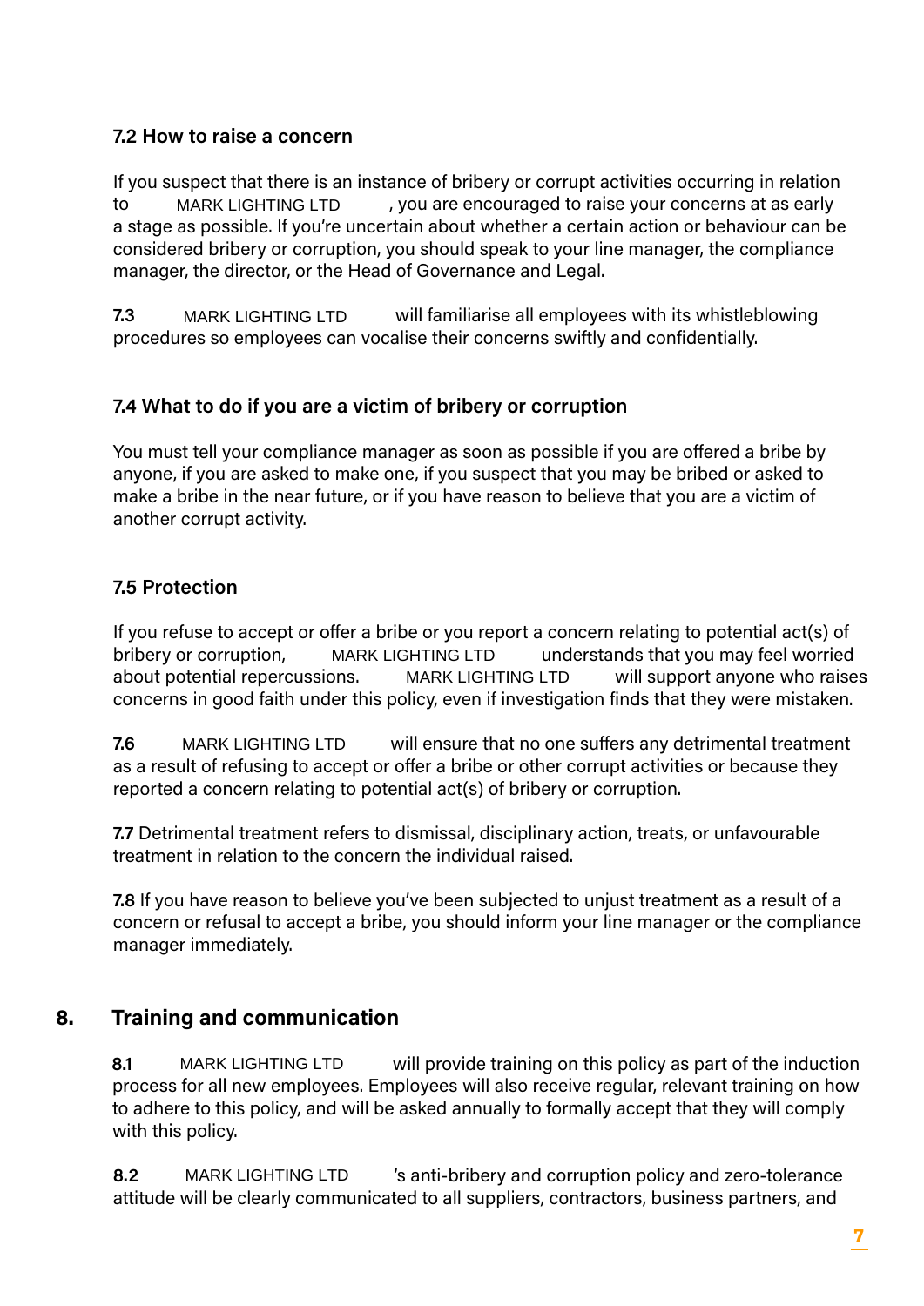### 7.2 How to raise a concern

If you suspect that there is an instance of bribery or corrupt activities occurring in relation to MARK LIGHTING LTD, you are encouraged to raise your concerns at as early a stage as possible. If you're uncertain about whether a certain action or behaviour can be considered bribery or corruption, you should speak to your line manager, the compliance manager, the director, or the Head of Governance and Legal.

**7.3** MARK LIGHTING LTD will familiarise all employees with its whistleblowing procedures so employees can vocalise their concerns swiftly and confidentially.

### 7.4 What to do if you are a victim of bribery or corruption

You must tell your compliance manager as soon as possible if you are offered a bribe by anyone, if you are asked to make one, if you suspect that you may be bribed or asked to make a bribe in the near future, or if you have reason to believe that you are a victim of another corrupt activity.

### 7.5 Protection

If you refuse to accept or offer a bribe or you report a concern relating to potential act(s) of bribery or corruption, MARK LIGHTING LTD understands that you may feel worried about potential repercussions. MARK LIGHTING LTD will support anyone who raises concerns in good faith under this policy, even if investigation finds that they were mistaken.

**7.6** MARK LIGHTING LTD will ensure that no one suffers any detrimental treatment as a result of refusing to accept or offer a bribe or other corrupt activities or because they reported a concern relating to potential act(s) of bribery or corruption.

**7.7** Detrimental treatment refers to dismissal, disciplinary action, treats, or unfavourable treatment in relation to the concern the individual raised.

**7.8** If you have reason to believe you've been subjected to unjust treatment as a result of a concern or refusal to accept a bribe, you should inform your line manager or the compliance manager immediately.

## 8. Training and communication

**8.1** MARK LIGHTING LTD will provide training on this policy as part of the induction process for all new employees. Employees will also receive regular, relevant training on how to adhere to this policy, and will be asked annually to formally accept that they will comply with this policy.

**8.2** MARK LIGHTING LTD's anti-bribery and corruption policy and zero-tolerance attitude will be clearly communicated to all suppliers, contractors, business partners, and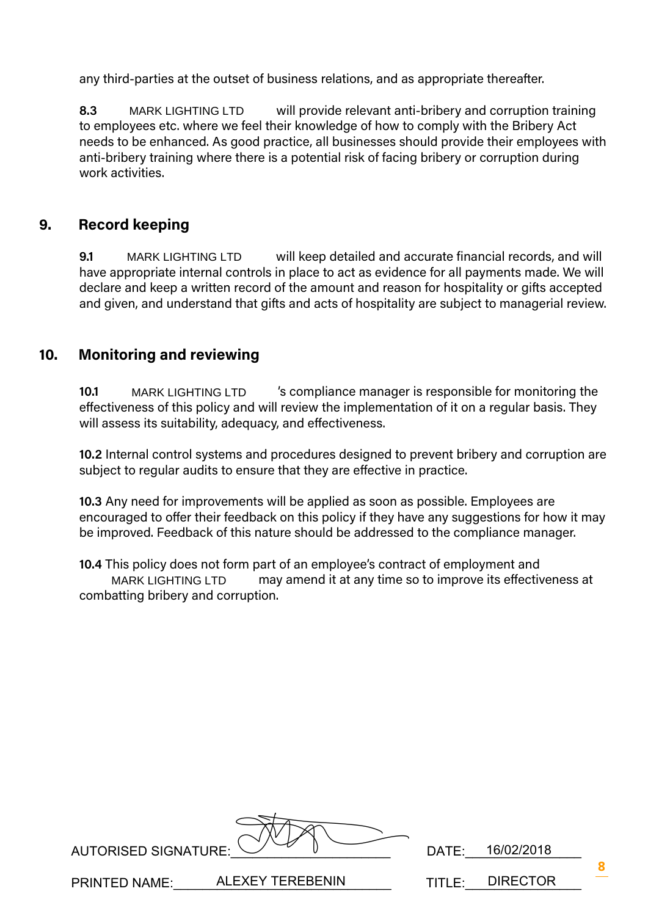any third-parties at the outset of business relations, and as appropriate thereafter.

**8.3** MARK LIGHTING LTD will provide relevant anti-bribery and corruption training to employees etc. where we feel their knowledge of how to comply with the Bribery Act needs to be enhanced. As good practice, all businesses should provide their employees with anti-bribery training where there is a potential risk of facing bribery or corruption during work activities.

## 9. Record keeping

**9.1** MARK LIGHTING LTD will keep detailed and accurate financial records, and will have appropriate internal controls in place to act as evidence for all payments made. We will declare and keep a written record of the amount and reason for hospitality or gifts accepted and given, and understand that gifts and acts of hospitality are subject to managerial review.

## 10. Monitoring and reviewing

**10.1** MARK LIGHTING LTD's compliance manager is responsible for monitoring the effectiveness of this policy and will review the implementation of it on a regular basis. They will assess its suitability, adequacy, and effectiveness.

**10.2** Internal control systems and procedures designed to prevent bribery and corruption are subject to regular audits to ensure that they are effective in practice.

**10.3** Any need for improvements will be applied as soon as possible. Employees are encouraged to offer their feedback on this policy if they have any suggestions for how it may be improved. Feedback of this nature should be addressed to the compliance manager.

**10.4** This policy does not form part of an employee's contract of employment and MARK LIGHTING LTD may amend it at any time so to improve its effectiveness at combatting bribery and corruption.

AUTORISED SIGNATURE: [signature] DATE: 16/02/2018

PRINTED NAME: ALEXEY TEREBENIN TITLE: DIRECTOR